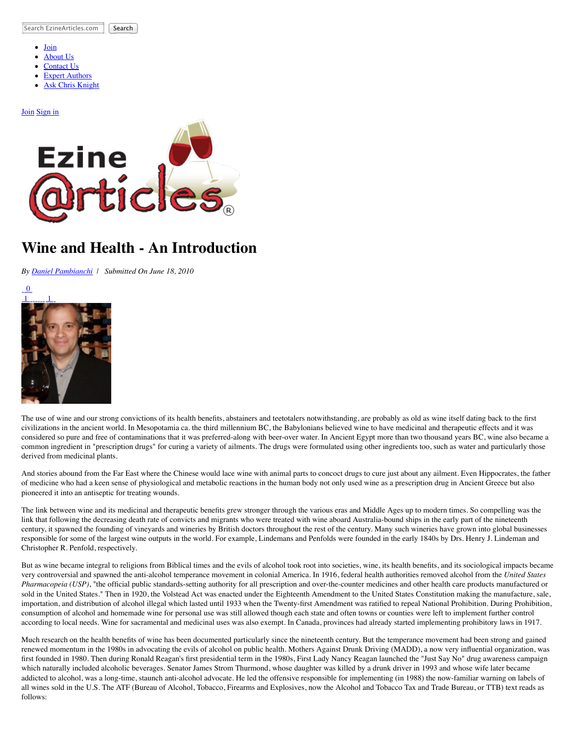Search EzineArticles.com Search

- Join
- About Us
- Contact Us
- Expert Authors
- Ask Chris Knight

Join Sign in

# Wine and Health - An Introduction

*By Daniel Pambianchi | Submitted On June 18, 2010*

0
1 1

The use of wine and our strong convictions of its health benefits, abstainers and teetotalers notwithstanding, are probably as old as wine itself dating back to the first civilizations in the ancient world. In Mesopotamia ca. the third millennium BC, the Babylonians believed wine to have medicinal and therapeutic effects and it was considered so pure and free of contaminations that it was preferred-along with beer-over water. In Ancient Egypt more than two thousand years BC, wine also became a common ingredient in "prescription drugs" for curing a variety of ailments. The drugs were formulated using other ingredients too, such as water and particularly those derived from medicinal plants.

And stories abound from the Far East where the Chinese would lace wine with animal parts to concoct drugs to cure just about any ailment. Even Hippocrates, the father of medicine who had a keen sense of physiological and metabolic reactions in the human body not only used wine as a prescription drug in Ancient Greece but also pioneered it into an antiseptic for treating wounds.

The link between wine and its medicinal and therapeutic benefits grew stronger through the various eras and Middle Ages up to modern times. So compelling was the link that following the decreasing death rate of convicts and migrants who were treated with wine aboard Australia-bound ships in the early part of the nineteenth century, it spawned the founding of vineyards and wineries by British doctors throughout the rest of the century. Many such wineries have grown into global businesses responsible for some of the largest wine outputs in the world. For example, Lindemans and Penfolds were founded in the early 1840s by Drs. Henry J. Lindeman and Christopher R. Penfold, respectively.

But as wine became integral to religions from Biblical times and the evils of alcohol took root into societies, wine, its health benefits, and its sociological impacts became very controversial and spawned the anti-alcohol temperance movement in colonial America. In 1916, federal health authorities removed alcohol from the *United States Pharmacopeia (USP)*, "the official public standards-setting authority for all prescription and over-the-counter medicines and other health care products manufactured or sold in the United States." Then in 1920, the Volstead Act was enacted under the Eighteenth Amendment to the United States Constitution making the manufacture, sale, importation, and distribution of alcohol illegal which lasted until 1933 when the Twenty-first Amendment was ratified to repeal National Prohibition. During Prohibition, consumption of alcohol and homemade wine for personal use was still allowed though each state and often towns or counties were left to implement further control according to local needs. Wine for sacramental and medicinal uses was also exempt. In Canada, provinces had already started implementing prohibitory laws in 1917.

Much research on the health benefits of wine has been documented particularly since the nineteenth century. But the temperance movement had been strong and gained renewed momentum in the 1980s in advocating the evils of alcohol on public health. Mothers Against Drunk Driving (MADD), a now very influential organization, was first founded in 1980. Then during Ronald Reagan's first presidential term in the 1980s, First Lady Nancy Reagan launched the "Just Say No" drug awareness campaign which naturally included alcoholic beverages. Senator James Strom Thurmond, whose daughter was killed by a drunk driver in 1993 and whose wife later became addicted to alcohol, was a long-time, staunch anti-alcohol advocate. He led the offensive responsible for implementing (in 1988) the now-familiar warning on labels of all wines sold in the U.S. The ATF (Bureau of Alcohol, Tobacco, Firearms and Explosives, now the Alcohol and Tobacco Tax and Trade Bureau, or TTB) text reads as follows: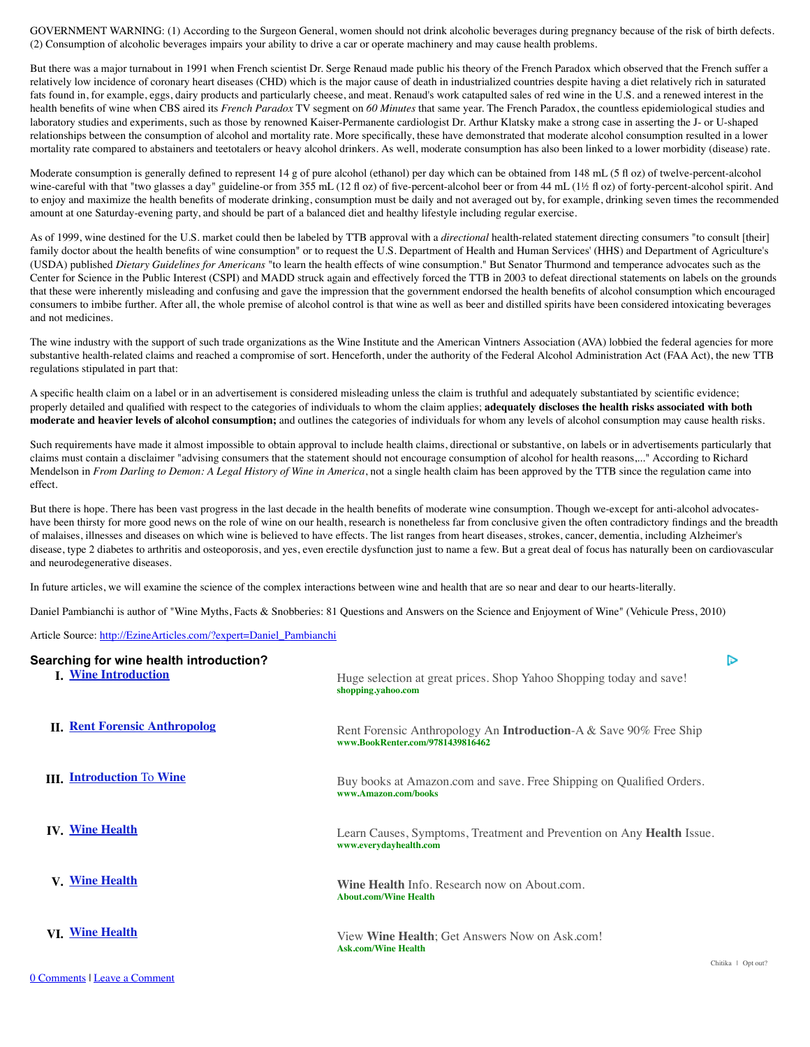GOVERNMENT WARNING: (1) According to the Surgeon General, women should not drink alcoholic beverages during pregnancy because of the risk of birth defects. (2) Consumption of alcoholic beverages impairs your ability to drive a car or operate machinery and may cause health problems.

But there was a major turnabout in 1991 when French scientist Dr. Serge Renaud made public his theory of the French Paradox which observed that the French suffer a relatively low incidence of coronary heart diseases (CHD) which is the major cause of death in industrialized countries despite having a diet relatively rich in saturated fats found in, for example, eggs, dairy products and particularly cheese, and meat. Renaud's work catapulted sales of red wine in the U.S. and a renewed interest in the health benefits of wine when CBS aired its *French Paradox* TV segment on *60 Minutes* that same year. The French Paradox, the countless epidemiological studies and laboratory studies and experiments, such as those by renowned Kaiser-Permanente cardiologist Dr. Arthur Klatsky make a strong case in asserting the J- or U-shaped relationships between the consumption of alcohol and mortality rate. More specifically, these have demonstrated that moderate alcohol consumption resulted in a lower mortality rate compared to abstainers and teetotalers or heavy alcohol drinkers. As well, moderate consumption has also been linked to a lower morbidity (disease) rate.

Moderate consumption is generally defined to represent 14 g of pure alcohol (ethanol) per day which can be obtained from 148 mL (5 fl oz) of twelve-percent-alcohol wine-careful with that "two glasses a day" guideline-or from 355 mL (12 fl oz) of five-percent-alcohol beer or from 44 mL (1½ fl oz) of forty-percent-alcohol spirit. And to enjoy and maximize the health benefits of moderate drinking, consumption must be daily and not averaged out by, for example, drinking seven times the recommended amount at one Saturday-evening party, and should be part of a balanced diet and healthy lifestyle including regular exercise.

As of 1999, wine destined for the U.S. market could then be labeled by TTB approval with a *directional* health-related statement directing consumers "to consult [their] family doctor about the health benefits of wine consumption" or to request the U.S. Department of Health and Human Services' (HHS) and Department of Agriculture's (USDA) published *Dietary Guidelines for Americans* "to learn the health effects of wine consumption." But Senator Thurmond and temperance advocates such as the Center for Science in the Public Interest (CSPI) and MADD struck again and effectively forced the TTB in 2003 to defeat directional statements on labels on the grounds that these were inherently misleading and confusing and gave the impression that the government endorsed the health benefits of alcohol consumption which encouraged consumers to imbibe further. After all, the whole premise of alcohol control is that wine as well as beer and distilled spirits have been considered intoxicating beverages and not medicines.

The wine industry with the support of such trade organizations as the Wine Institute and the American Vintners Association (AVA) lobbied the federal agencies for more substantive health-related claims and reached a compromise of sort. Henceforth, under the authority of the Federal Alcohol Administration Act (FAA Act), the new TTB regulations stipulated in part that:

A specific health claim on a label or in an advertisement is considered misleading unless the claim is truthful and adequately substantiated by scientific evidence; properly detailed and qualified with respect to the categories of individuals to whom the claim applies; **adequately discloses the health risks associated with both moderate and heavier levels of alcohol consumption;** and outlines the categories of individuals for whom any levels of alcohol consumption may cause health risks.

Such requirements have made it almost impossible to obtain approval to include health claims, directional or substantive, on labels or in advertisements particularly that claims must contain a disclaimer "advising consumers that the statement should not encourage consumption of alcohol for health reasons,..." According to Richard Mendelson in *From Darling to Demon: A Legal History of Wine in America*, not a single health claim has been approved by the TTB since the regulation came into effect.

But there is hope. There has been vast progress in the last decade in the health benefits of moderate wine consumption. Though we-except for anti-alcohol advocates-have been thirsty for more good news on the role of wine on our health, research is nonetheless far from conclusive given the often contradictory findings and the breadth of malaises, illnesses and diseases on which wine is believed to have effects. The list ranges from heart diseases, strokes, cancer, dementia, including Alzheimer's disease, type 2 diabetes to arthritis and osteoporosis, and yes, even erectile dysfunction just to name a few. But a great deal of focus has naturally been on cardiovascular and neurodegenerative diseases.

In future articles, we will examine the science of the complex interactions between wine and health that are so near and dear to our hearts-literally.

Daniel Pambianchi is author of "Wine Myths, Facts & Snobberies: 81 Questions and Answers on the Science and Enjoyment of Wine" (Vehicule Press, 2010)

Article Source: http://EzineArticles.com/?expert=Daniel_Pambianchi

**Searching for wine health introduction?**

I. **Wine Introduction** — Huge selection at great prices. Shop Yahoo Shopping today and save! shopping.yahoo.com

II. **Rent Forensic Anthropolog** — Rent Forensic Anthropology An **Introduction**-A & Save 90% Free Ship www.BookRenter.com/9781439816462

III. **Introduction To Wine** — Buy books at Amazon.com and save. Free Shipping on Qualified Orders. www.Amazon.com/books

IV. **Wine Health** — Learn Causes, Symptoms, Treatment and Prevention on Any **Health** Issue. www.everydayhealth.com

V. **Wine Health** — **Wine Health** Info. Research now on About.com. About.com/Wine Health

VI. **Wine Health** — View **Wine Health**; Get Answers Now on Ask.com! Ask.com/Wine Health

Chitika | Opt out?

0 Comments | Leave a Comment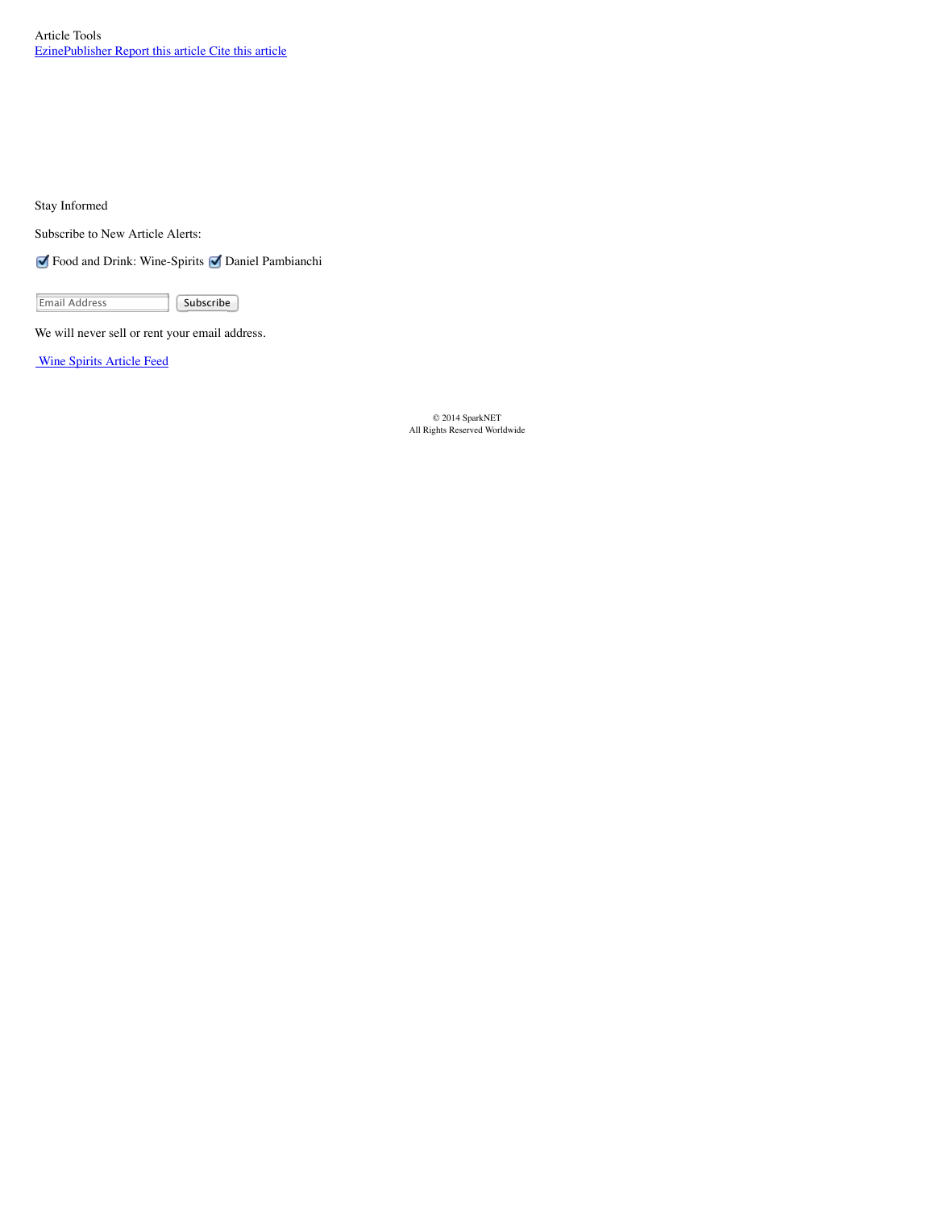Article Tools

EzinePublisher Report this article Cite this article

Stay Informed

Subscribe to New Article Alerts:

☑ Food and Drink: Wine-Spirits ☑ Daniel Pambianchi

Email Address Subscribe

We will never sell or rent your email address.

Wine Spirits Article Feed

© 2014 SparkNET
All Rights Reserved Worldwide